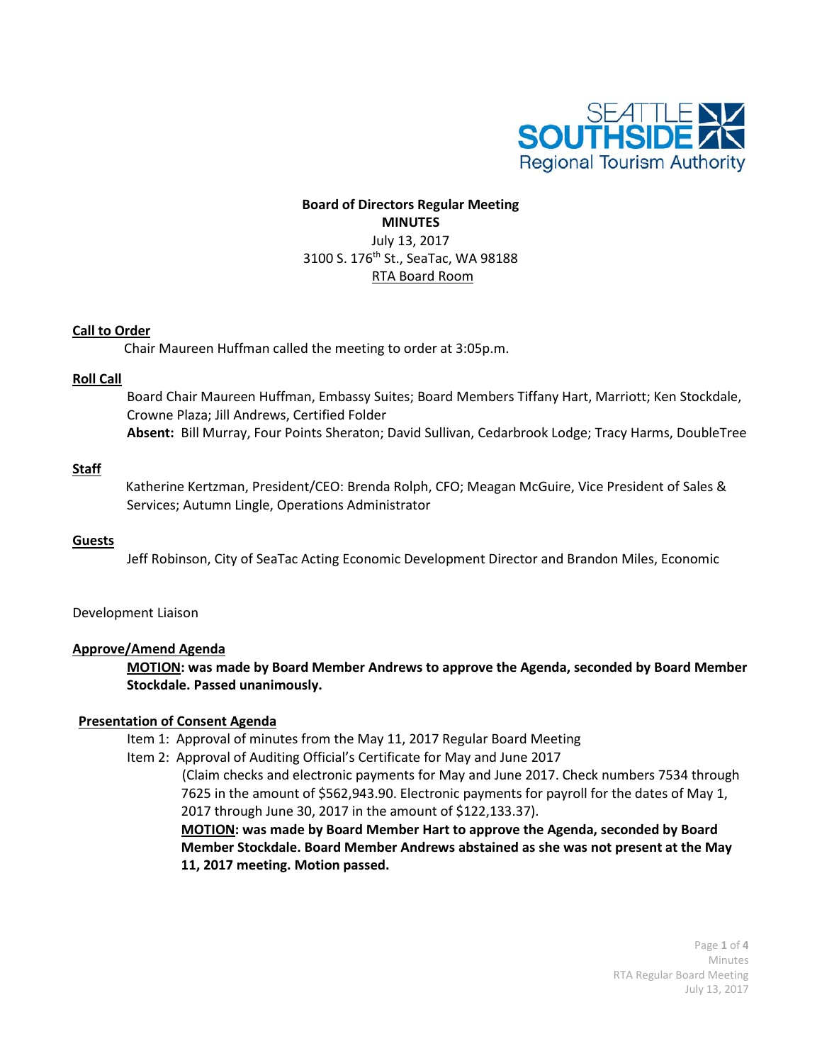SEATTLE SOUTHSIDE Regional Tourism Authority

**Board of Directors Regular Meeting**
**MINUTES**
July 13, 2017
3100 S. 176th St., SeaTac, WA 98188
RTA Board Room

**Call to Order**

Chair Maureen Huffman called the meeting to order at 3:05p.m.

**Roll Call**

Board Chair Maureen Huffman, Embassy Suites; Board Members Tiffany Hart, Marriott; Ken Stockdale, Crowne Plaza; Jill Andrews, Certified Folder
**Absent:** Bill Murray, Four Points Sheraton; David Sullivan, Cedarbrook Lodge; Tracy Harms, DoubleTree

**Staff**

Katherine Kertzman, President/CEO: Brenda Rolph, CFO; Meagan McGuire, Vice President of Sales & Services; Autumn Lingle, Operations Administrator

**Guests**

Jeff Robinson, City of SeaTac Acting Economic Development Director and Brandon Miles, Economic

Development Liaison

**Approve/Amend Agenda**

**MOTION: was made by Board Member Andrews to approve the Agenda, seconded by Board Member Stockdale. Passed unanimously.**

**Presentation of Consent Agenda**

Item 1: Approval of minutes from the May 11, 2017 Regular Board Meeting
Item 2: Approval of Auditing Official's Certificate for May and June 2017
(Claim checks and electronic payments for May and June 2017. Check numbers 7534 through 7625 in the amount of $562,943.90. Electronic payments for payroll for the dates of May 1, 2017 through June 30, 2017 in the amount of $122,133.37).
**MOTION: was made by Board Member Hart to approve the Agenda, seconded by Board Member Stockdale. Board Member Andrews abstained as she was not present at the May 11, 2017 meeting. Motion passed.**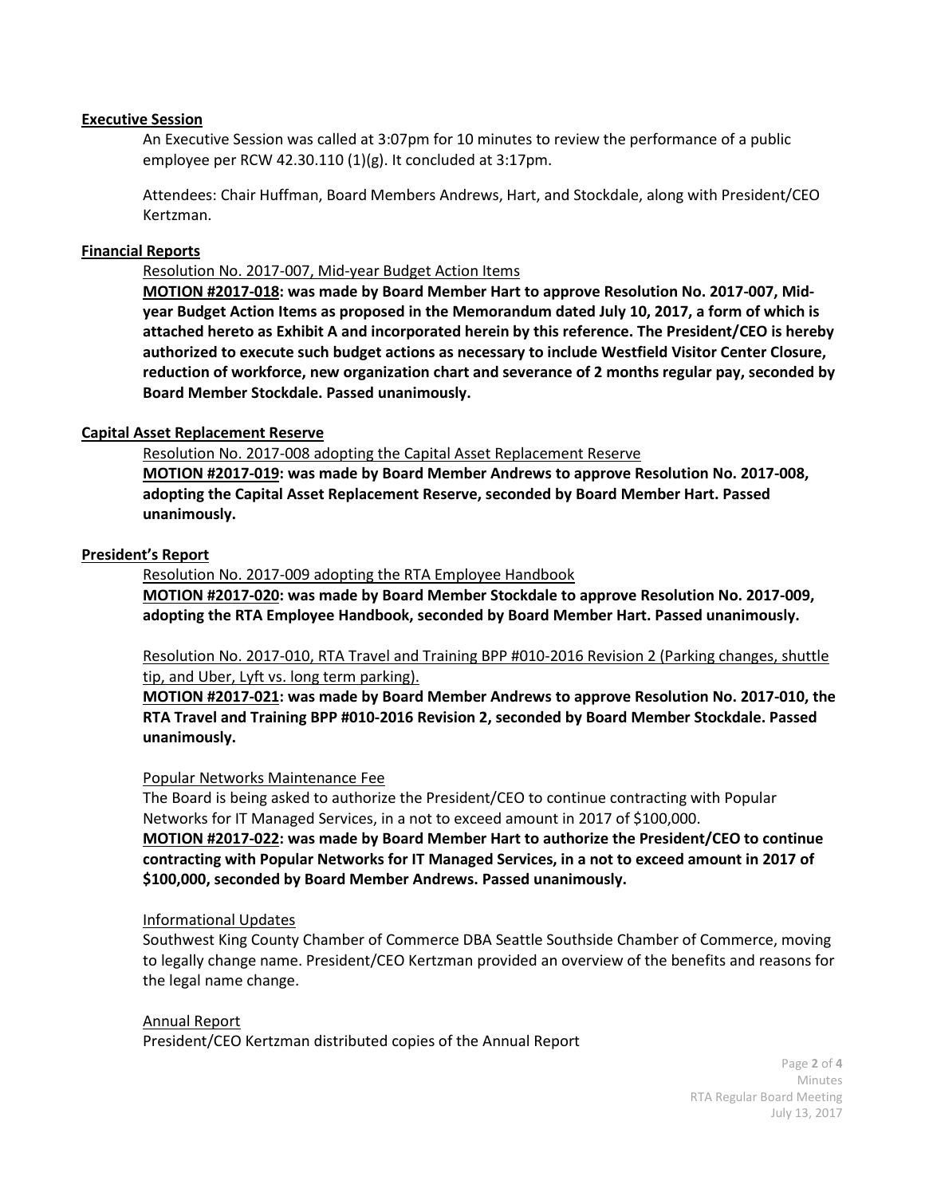**Executive Session**

An Executive Session was called at 3:07pm for 10 minutes to review the performance of a public employee per RCW 42.30.110 (1)(g). It concluded at 3:17pm.

Attendees: Chair Huffman, Board Members Andrews, Hart, and Stockdale, along with President/CEO Kertzman.

**Financial Reports**

Resolution No. 2017-007, Mid-year Budget Action Items

**MOTION #2017-018: was made by Board Member Hart to approve Resolution No. 2017-007, Mid-year Budget Action Items as proposed in the Memorandum dated July 10, 2017, a form of which is attached hereto as Exhibit A and incorporated herein by this reference. The President/CEO is hereby authorized to execute such budget actions as necessary to include Westfield Visitor Center Closure, reduction of workforce, new organization chart and severance of 2 months regular pay, seconded by Board Member Stockdale. Passed unanimously.**

**Capital Asset Replacement Reserve**

Resolution No. 2017-008 adopting the Capital Asset Replacement Reserve

**MOTION #2017-019: was made by Board Member Andrews to approve Resolution No. 2017-008, adopting the Capital Asset Replacement Reserve, seconded by Board Member Hart. Passed unanimously.**

**President's Report**

Resolution No. 2017-009 adopting the RTA Employee Handbook

**MOTION #2017-020: was made by Board Member Stockdale to approve Resolution No. 2017-009, adopting the RTA Employee Handbook, seconded by Board Member Hart. Passed unanimously.**

Resolution No. 2017-010, RTA Travel and Training BPP #010-2016 Revision 2 (Parking changes, shuttle tip, and Uber, Lyft vs. long term parking).

**MOTION #2017-021: was made by Board Member Andrews to approve Resolution No. 2017-010, the RTA Travel and Training BPP #010-2016 Revision 2, seconded by Board Member Stockdale. Passed unanimously.**

Popular Networks Maintenance Fee

The Board is being asked to authorize the President/CEO to continue contracting with Popular Networks for IT Managed Services, in a not to exceed amount in 2017 of $100,000.

**MOTION #2017-022: was made by Board Member Hart to authorize the President/CEO to continue contracting with Popular Networks for IT Managed Services, in a not to exceed amount in 2017 of $100,000, seconded by Board Member Andrews. Passed unanimously.**

Informational Updates

Southwest King County Chamber of Commerce DBA Seattle Southside Chamber of Commerce, moving to legally change name. President/CEO Kertzman provided an overview of the benefits and reasons for the legal name change.

Annual Report

President/CEO Kertzman distributed copies of the Annual Report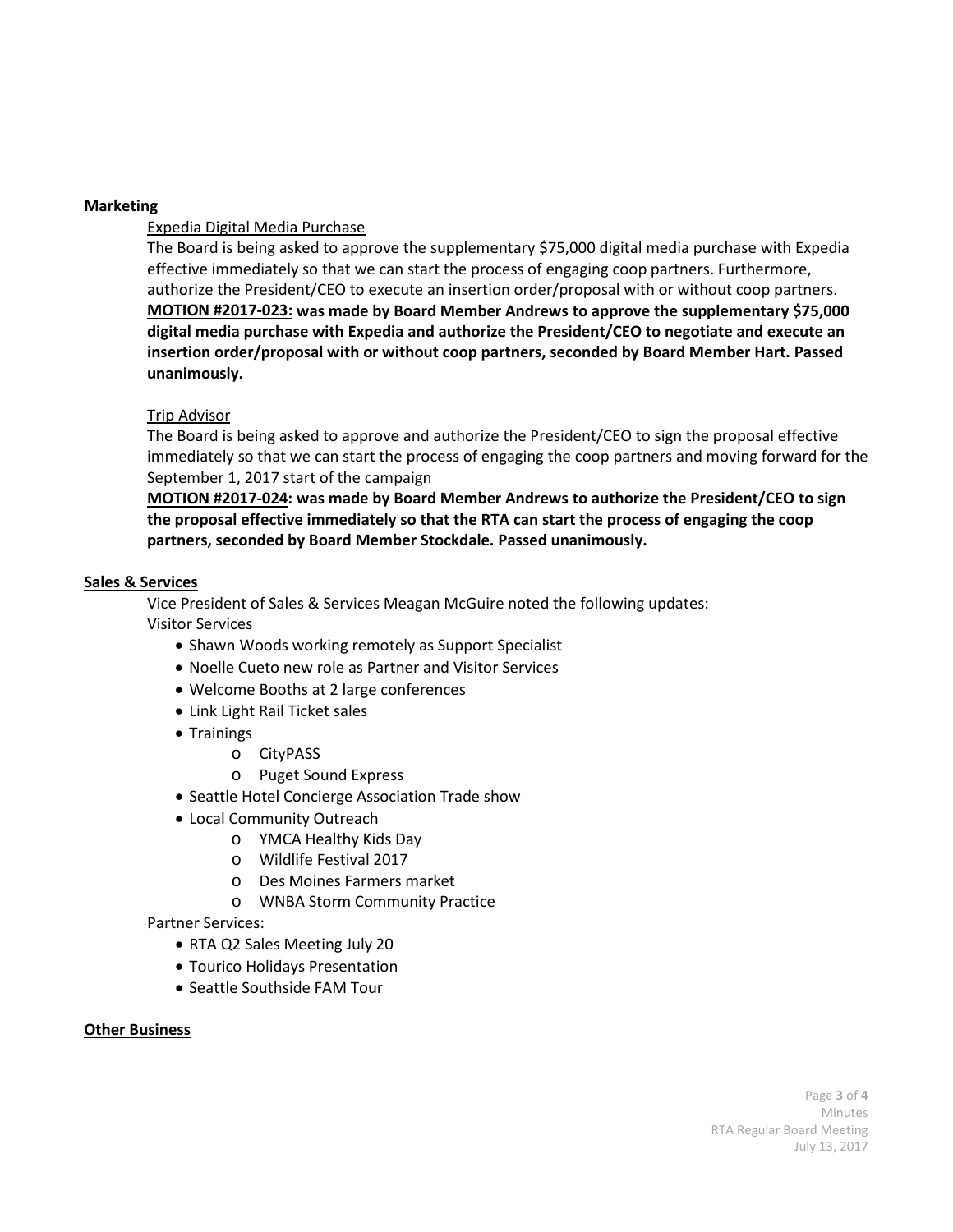**Marketing**

Expedia Digital Media Purchase

The Board is being asked to approve the supplementary $75,000 digital media purchase with Expedia effective immediately so that we can start the process of engaging coop partners. Furthermore, authorize the President/CEO to execute an insertion order/proposal with or without coop partners.

**MOTION #2017-023: was made by Board Member Andrews to approve the supplementary $75,000 digital media purchase with Expedia and authorize the President/CEO to negotiate and execute an insertion order/proposal with or without coop partners, seconded by Board Member Hart. Passed unanimously.**

Trip Advisor

The Board is being asked to approve and authorize the President/CEO to sign the proposal effective immediately so that we can start the process of engaging the coop partners and moving forward for the September 1, 2017 start of the campaign

**MOTION #2017-024: was made by Board Member Andrews to authorize the President/CEO to sign the proposal effective immediately so that the RTA can start the process of engaging the coop partners, seconded by Board Member Stockdale. Passed unanimously.**

**Sales & Services**

Vice President of Sales & Services Meagan McGuire noted the following updates:

Visitor Services

- Shawn Woods working remotely as Support Specialist
- Noelle Cueto new role as Partner and Visitor Services
- Welcome Booths at 2 large conferences
- Link Light Rail Ticket sales
- Trainings
  - CityPASS
  - Puget Sound Express
- Seattle Hotel Concierge Association Trade show
- Local Community Outreach
  - YMCA Healthy Kids Day
  - Wildlife Festival 2017
  - Des Moines Farmers market
  - WNBA Storm Community Practice

Partner Services:

- RTA Q2 Sales Meeting July 20
- Tourico Holidays Presentation
- Seattle Southside FAM Tour

**Other Business**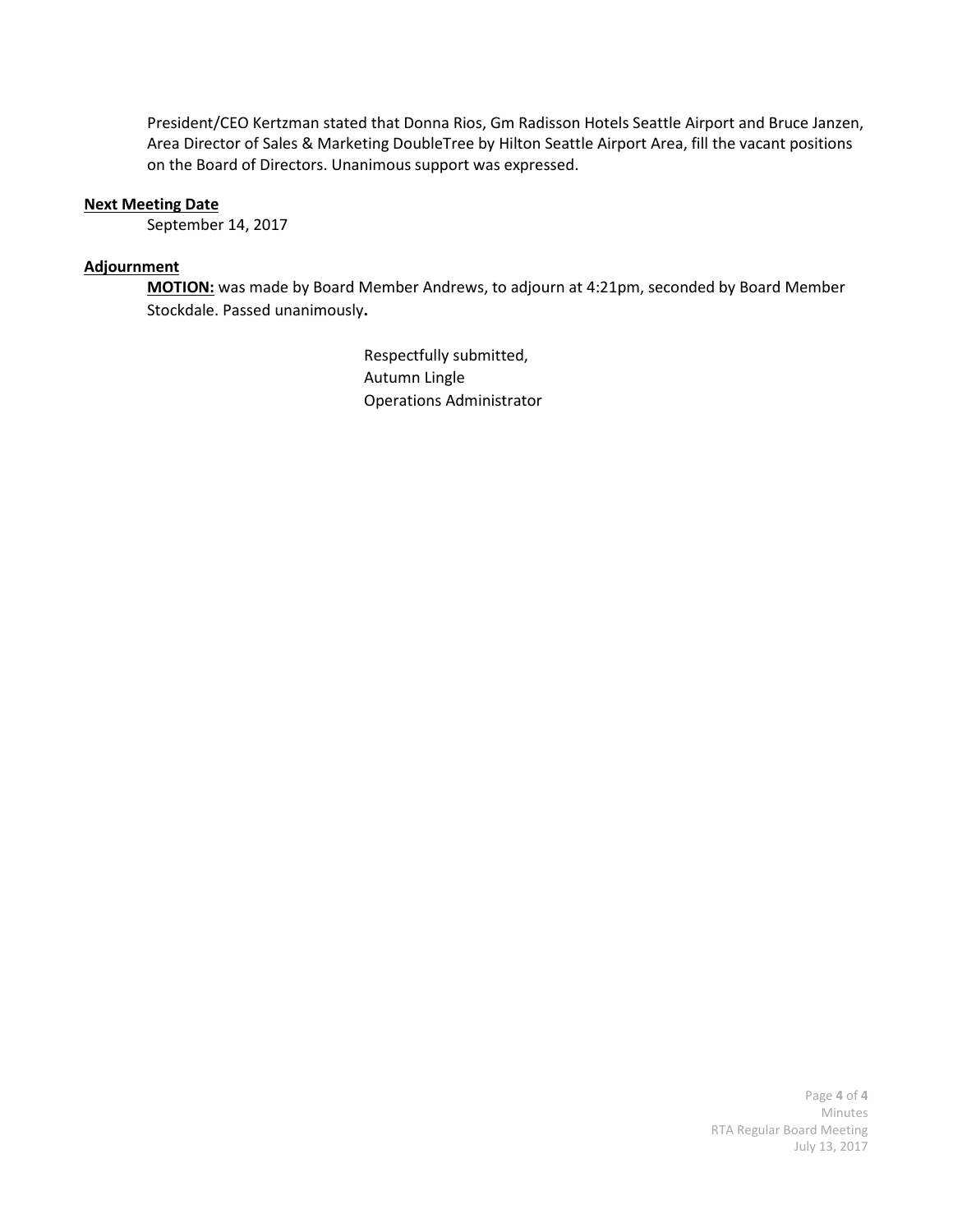President/CEO Kertzman stated that Donna Rios, Gm Radisson Hotels Seattle Airport and Bruce Janzen, Area Director of Sales & Marketing DoubleTree by Hilton Seattle Airport Area, fill the vacant positions on the Board of Directors. Unanimous support was expressed.

**Next Meeting Date**

September 14, 2017

**Adjournment**

**MOTION:** was made by Board Member Andrews, to adjourn at 4:21pm, seconded by Board Member Stockdale. Passed unanimously**.**

Respectfully submitted,
Autumn Lingle
Operations Administrator